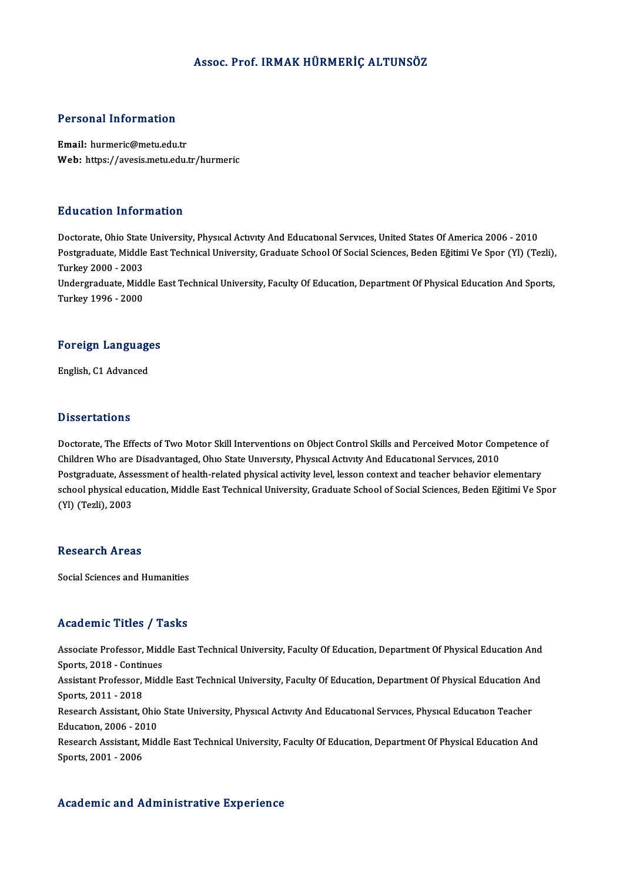# Assoc. Prof. IRMAK HÜRMERİÇ ALTUNSÖZ

## Personal Information

**Email:** hurmeric@metu.edu.tr
**Web:** https://avesis.metu.edu.tr/hurmeric

## Education Information

Doctorate, Ohio State University, Physıcal Actıvıty And Educatıonal Servıces, United States Of America 2006 - 2010
Postgraduate, Middle East Technical University, Graduate School Of Social Sciences, Beden Eğitimi Ve Spor (Yl) (Tezli), Turkey 2000 - 2003
Undergraduate, Middle East Technical University, Faculty Of Education, Department Of Physical Education And Sports, Turkey 1996 - 2000

## Foreign Languages

English, C1 Advanced

## Dissertations

Doctorate, The Effects of Two Motor Skill Interventions on Object Control Skills and Perceived Motor Competence of Children Who are Disadvantaged, Ohıo State Unıversıty, Physıcal Actıvıty And Educatıonal Servıces, 2010
Postgraduate, Assessment of health-related physical activity level, lesson context and teacher behavior elementary school physical education, Middle East Technical University, Graduate School of Social Sciences, Beden Eğitimi Ve Spor (Yl) (Tezli), 2003

## Research Areas

Social Sciences and Humanities

## Academic Titles / Tasks

Associate Professor, Middle East Technical University, Faculty Of Education, Department Of Physical Education And Sports, 2018 - Continues
Assistant Professor, Middle East Technical University, Faculty Of Education, Department Of Physical Education And Sports, 2011 - 2018
Research Assistant, Ohio State University, Physıcal Actıvıty And Educatıonal Servıces, Physıcal Educatıon Teacher Educatıon, 2006 - 2010
Research Assistant, Middle East Technical University, Faculty Of Education, Department Of Physical Education And Sports, 2001 - 2006

## Academic and Administrative Experience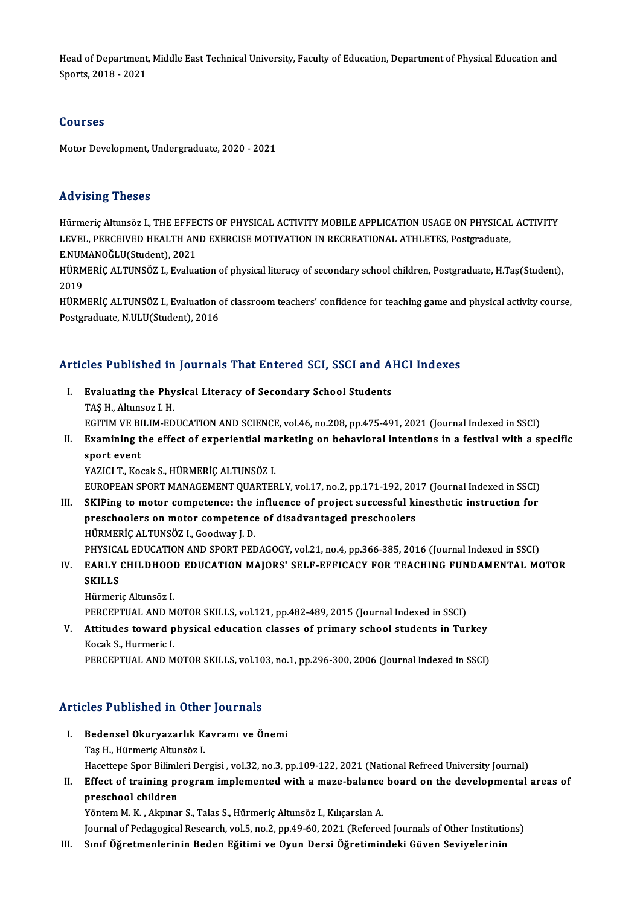Head of Department, Middle East Technical University, Faculty of Education, Department of Physical Education and Sports, 2018 - 2021

## Courses

Motor Development, Undergraduate, 2020 - 2021

## Advising Theses

Hürmeriç Altunsöz I., THE EFFECTS OF PHYSICAL ACTIVITY MOBILE APPLICATION USAGE ON PHYSICAL ACTIVITY LEVEL, PERCEIVED HEALTH AND EXERCISE MOTIVATION IN RECREATIONAL ATHLETES, Postgraduate, E.NUMANOĞLU(Student), 2021

HÜRMERİÇ ALTUNSÖZ I., Evaluation of physical literacy of secondary school children, Postgraduate, H.Taş(Student), 2019

HÜRMERİÇ ALTUNSÖZ I., Evaluation of classroom teachers' confidence for teaching game and physical activity course, Postgraduate, N.ULU(Student), 2016

## Articles Published in Journals That Entered SCI, SSCI and AHCI Indexes

I. **Evaluating the Physical Literacy of Secondary School Students**
   TAŞ H., Altunsoz I. H.
   EGITIM VE BILIM-EDUCATION AND SCIENCE, vol.46, no.208, pp.475-491, 2021 (Journal Indexed in SSCI)

II. **Examining the effect of experiential marketing on behavioral intentions in a festival with a specific sport event**
   YAZICI T., Kocak S., HÜRMERİÇ ALTUNSÖZ I.
   EUROPEAN SPORT MANAGEMENT QUARTERLY, vol.17, no.2, pp.171-192, 2017 (Journal Indexed in SSCI)

III. **SKIPing to motor competence: the influence of project successful kinesthetic instruction for preschoolers on motor competence of disadvantaged preschoolers**
   HÜRMERİÇ ALTUNSÖZ I., Goodway J. D.
   PHYSICAL EDUCATION AND SPORT PEDAGOGY, vol.21, no.4, pp.366-385, 2016 (Journal Indexed in SSCI)

IV. **EARLY CHILDHOOD EDUCATION MAJORS' SELF-EFFICACY FOR TEACHING FUNDAMENTAL MOTOR SKILLS**
   Hürmeriç Altunsöz I.
   PERCEPTUAL AND MOTOR SKILLS, vol.121, pp.482-489, 2015 (Journal Indexed in SSCI)

V. **Attitudes toward physical education classes of primary school students in Turkey**
   Kocak S., Hurmeric I.
   PERCEPTUAL AND MOTOR SKILLS, vol.103, no.1, pp.296-300, 2006 (Journal Indexed in SSCI)

## Articles Published in Other Journals

I. **Bedensel Okuryazarlık Kavramı ve Önemi**
   Taş H., Hürmeriç Altunsöz I.
   Hacettepe Spor Bilimleri Dergisi , vol.32, no.3, pp.109-122, 2021 (National Refreed University Journal)

II. **Effect of training program implemented with a maze-balance board on the developmental areas of preschool children**
   Yöntem M. K. , Akpınar S., Talas S., Hürmeriç Altunsöz I., Kılıçarslan A.
   Journal of Pedagogical Research, vol.5, no.2, pp.49-60, 2021 (Refereed Journals of Other Institutions)

III. **Sınıf Öğretmenlerinin Beden Eğitimi ve Oyun Dersi Öğretimindeki Güven Seviyelerinin**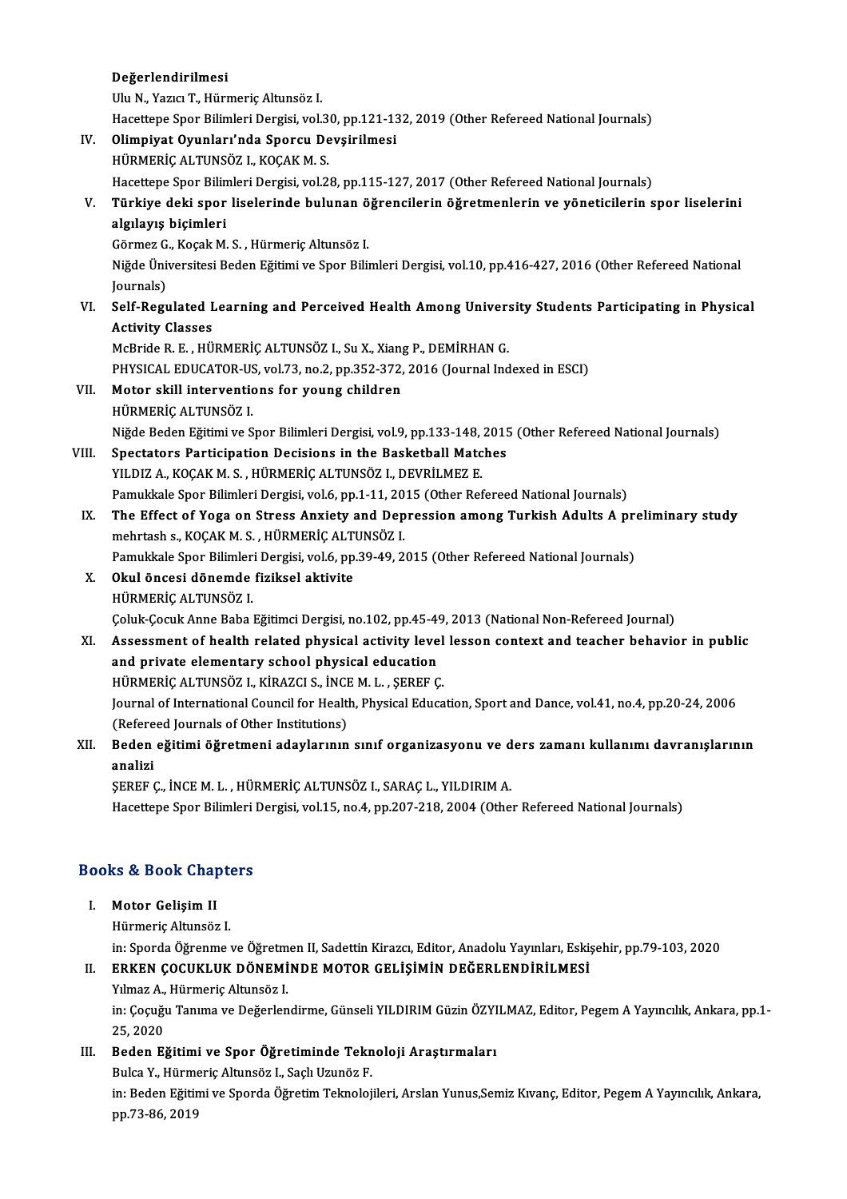**Değerlendirilmesi**
Ulu N., Yazıcı T., Hürmeriç Altunsöz I.
Hacettepe Spor Bilimleri Dergisi, vol.30, pp.121-132, 2019 (Other Refereed National Journals)

IV. **Olimpiyat Oyunları'nda Sporcu Devşirilmesi**
HÜRMERİÇ ALTUNSÖZ I., KOÇAK M. S.
Hacettepe Spor Bilimleri Dergisi, vol.28, pp.115-127, 2017 (Other Refereed National Journals)

V. **Türkiye deki spor liselerinde bulunan öğrencilerin öğretmenlerin ve yöneticilerin spor liselerini algılayış biçimleri**
Görmez G., Koçak M. S. , Hürmeriç Altunsöz I.
Niğde Üniversitesi Beden Eğitimi ve Spor Bilimleri Dergisi, vol.10, pp.416-427, 2016 (Other Refereed National Journals)

VI. **Self-Regulated Learning and Perceived Health Among University Students Participating in Physical Activity Classes**
McBride R. E. , HÜRMERİÇ ALTUNSÖZ I., Su X., Xiang P., DEMİRHAN G.
PHYSICAL EDUCATOR-US, vol.73, no.2, pp.352-372, 2016 (Journal Indexed in ESCI)

VII. **Motor skill interventions for young children**
HÜRMERİÇ ALTUNSÖZ I.
Niğde Beden Eğitimi ve Spor Bilimleri Dergisi, vol.9, pp.133-148, 2015 (Other Refereed National Journals)

VIII. **Spectators Participation Decisions in the Basketball Matches**
YILDIZ A., KOÇAK M. S. , HÜRMERİÇ ALTUNSÖZ I., DEVRİLMEZ E.
Pamukkale Spor Bilimleri Dergisi, vol.6, pp.1-11, 2015 (Other Refereed National Journals)

IX. **The Effect of Yoga on Stress Anxiety and Depression among Turkish Adults A preliminary study**
mehrtash s., KOÇAK M. S. , HÜRMERİÇ ALTUNSÖZ I.
Pamukkale Spor Bilimleri Dergisi, vol.6, pp.39-49, 2015 (Other Refereed National Journals)

X. **Okul öncesi dönemde fiziksel aktivite**
HÜRMERİÇ ALTUNSÖZ I.
Çoluk-Çocuk Anne Baba Eğitimci Dergisi, no.102, pp.45-49, 2013 (National Non-Refereed Journal)

XI. **Assessment of health related physical activity level lesson context and teacher behavior in public and private elementary school physical education**
HÜRMERİÇ ALTUNSÖZ I., KİRAZCI S., İNCE M. L. , ŞEREF Ç.
Journal of International Council for Health, Physical Education, Sport and Dance, vol.41, no.4, pp.20-24, 2006 (Refereed Journals of Other Institutions)

XII. **Beden eğitimi öğretmeni adaylarının sınıf organizasyonu ve ders zamanı kullanımı davranışlarının analizi**
ŞEREF Ç., İNCE M. L. , HÜRMERİÇ ALTUNSÖZ I., SARAÇ L., YILDIRIM A.
Hacettepe Spor Bilimleri Dergisi, vol.15, no.4, pp.207-218, 2004 (Other Refereed National Journals)

## Books & Book Chapters

I. **Motor Gelişim II**
Hürmeriç Altunsöz I.
in: Sporda Öğrenme ve Öğretmen II, Sadettin Kirazcı, Editor, Anadolu Yayınları, Eskişehir, pp.79-103, 2020

II. **ERKEN ÇOCUKLUK DÖNEMİNDE MOTOR GELİŞİMİN DEĞERLENDİRİLMESİ**
Yılmaz A., Hürmeriç Altunsöz I.
in: Çoçuğu Tanıma ve Değerlendirme, Günseli YILDIRIM Güzin ÖZYILMAZ, Editor, Pegem A Yayıncılık, Ankara, pp.1-25, 2020

III. **Beden Eğitimi ve Spor Öğretiminde Teknoloji Araştırmaları**
Bulca Y., Hürmeriç Altunsöz I., Saçlı Uzunöz F.
in: Beden Eğitimi ve Sporda Öğretim Teknolojileri, Arslan Yunus,Semiz Kıvanç, Editor, Pegem A Yayıncılık, Ankara, pp.73-86, 2019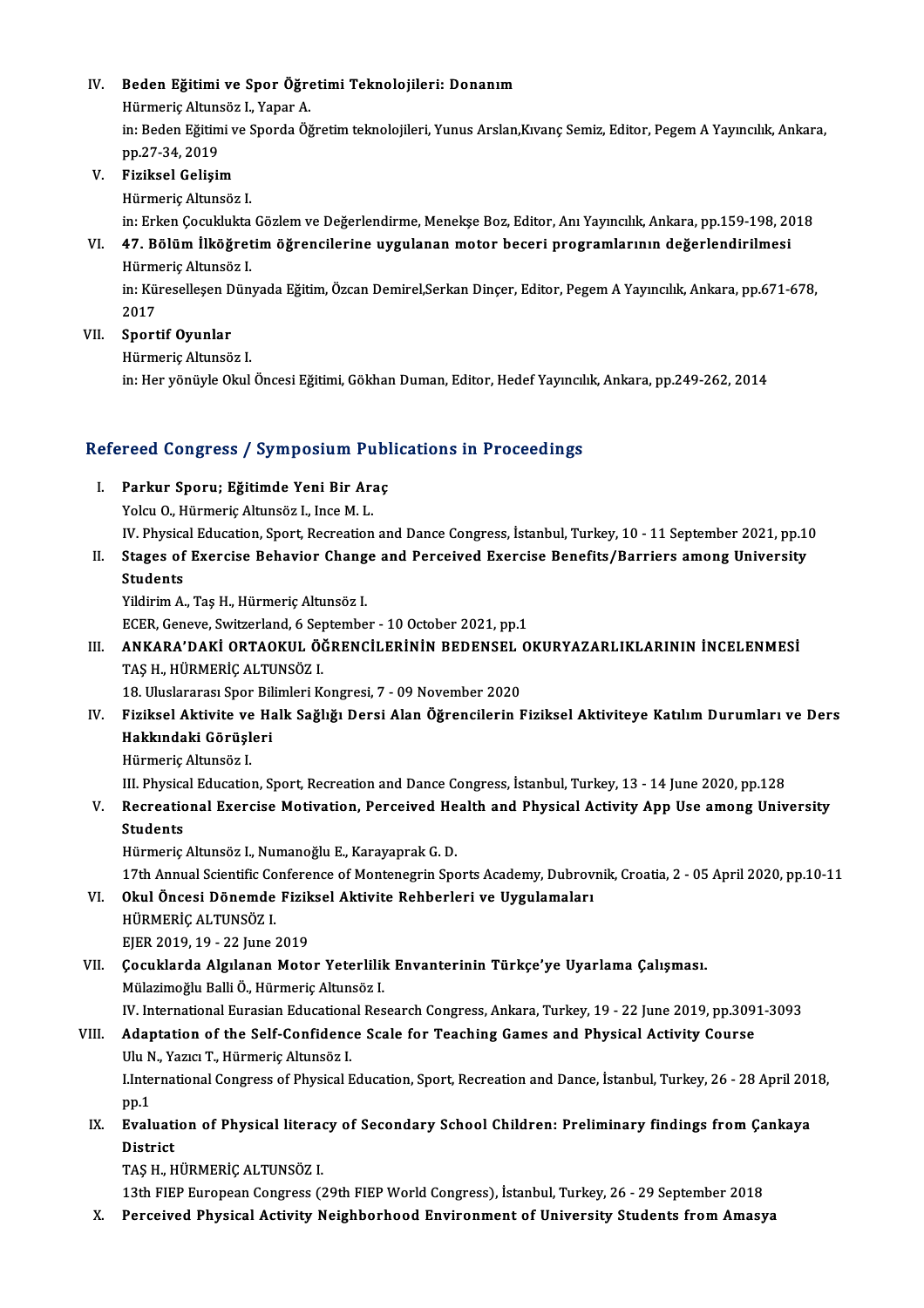IV. **Beden Eğitimi ve Spor Öğretimi Teknolojileri: Donanım**
Hürmeriç Altunsöz I., Yapar A.
in: Beden Eğitimi ve Sporda Öğretim teknolojileri, Yunus Arslan,Kıvanç Semiz, Editor, Pegem A Yayıncılık, Ankara, pp.27-34, 2019

V. **Fiziksel Gelişim**
Hürmeriç Altunsöz I.
in: Erken Çocuklukta Gözlem ve Değerlendirme, Menekşe Boz, Editor, Anı Yayıncılık, Ankara, pp.159-198, 2018

VI. **47. Bölüm İlköğretim öğrencilerine uygulanan motor beceri programlarının değerlendirilmesi**
Hürmeriç Altunsöz I.
in: Küreselleşen Dünyada Eğitim, Özcan Demirel,Serkan Dinçer, Editor, Pegem A Yayıncılık, Ankara, pp.671-678, 2017

VII. **Sportif Oyunlar**
Hürmeriç Altunsöz I.
in: Her yönüyle Okul Öncesi Eğitimi, Gökhan Duman, Editor, Hedef Yayıncılık, Ankara, pp.249-262, 2014

## Refereed Congress / Symposium Publications in Proceedings

I. **Parkur Sporu; Eğitimde Yeni Bir Araç**
Yolcu O., Hürmeriç Altunsöz I., Ince M. L.
IV. Physical Education, Sport, Recreation and Dance Congress, İstanbul, Turkey, 10 - 11 September 2021, pp.10

II. **Stages of Exercise Behavior Change and Perceived Exercise Benefits/Barriers among University Students**
Yildirim A., Taş H., Hürmeriç Altunsöz I.
ECER, Geneve, Switzerland, 6 September - 10 October 2021, pp.1

III. **ANKARA'DAKİ ORTAOKUL ÖĞRENCİLERİNİN BEDENSEL OKURYAZARLIKLARININ İNCELENMESİ**
TAŞ H., HÜRMERİÇ ALTUNSÖZ I.
18. Uluslararası Spor Bilimleri Kongresi, 7 - 09 November 2020

IV. **Fiziksel Aktivite ve Halk Sağlığı Dersi Alan Öğrencilerin Fiziksel Aktiviteye Katılım Durumları ve Ders Hakkındaki Görüşleri**
Hürmeriç Altunsöz I.
III. Physical Education, Sport, Recreation and Dance Congress, İstanbul, Turkey, 13 - 14 June 2020, pp.128

V. **Recreational Exercise Motivation, Perceived Health and Physical Activity App Use among University Students**
Hürmeriç Altunsöz I., Numanoğlu E., Karayaprak G. D.
17th Annual Scientific Conference of Montenegrin Sports Academy, Dubrovnik, Croatia, 2 - 05 April 2020, pp.10-11

VI. **Okul Öncesi Dönemde Fiziksel Aktivite Rehberleri ve Uygulamaları**
HÜRMERİÇ ALTUNSÖZ I.
EJER 2019, 19 - 22 June 2019

VII. **Çocuklarda Algılanan Motor Yeterlilik Envanterinin Türkçe'ye Uyarlama Çalışması.**
Mülazimoğlu Balli Ö., Hürmeriç Altunsöz I.
IV. International Eurasian Educational Research Congress, Ankara, Turkey, 19 - 22 June 2019, pp.3091-3093

VIII. **Adaptation of the Self-Confidence Scale for Teaching Games and Physical Activity Course**
Ulu N., Yazıcı T., Hürmeriç Altunsöz I.
I.International Congress of Physical Education, Sport, Recreation and Dance, İstanbul, Turkey, 26 - 28 April 2018, pp.1

IX. **Evaluation of Physical literacy of Secondary School Children: Preliminary findings from Çankaya District**
TAŞ H., HÜRMERİÇ ALTUNSÖZ I.
13th FIEP European Congress (29th FIEP World Congress), İstanbul, Turkey, 26 - 29 September 2018

X. **Perceived Physical Activity Neighborhood Environment of University Students from Amasya**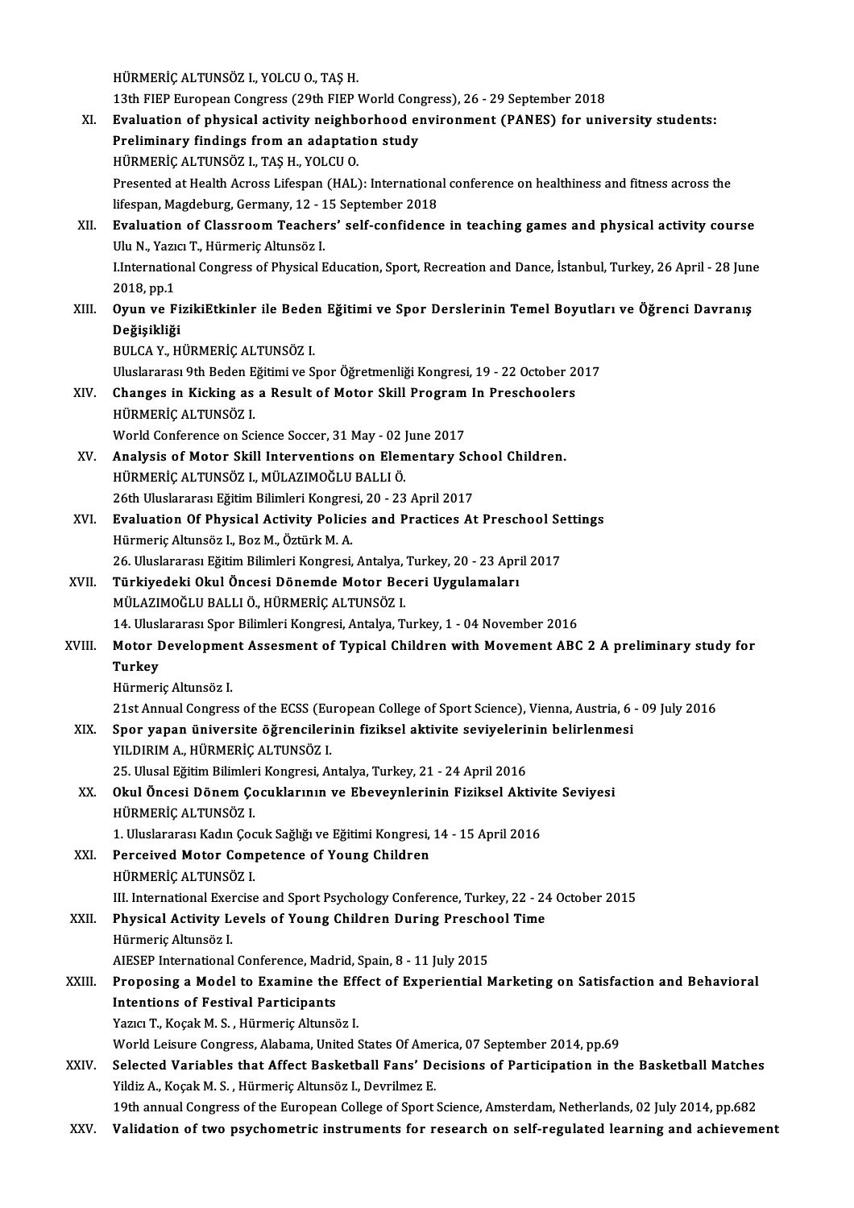HÜRMERİÇ ALTUNSÖZ I., YOLCU O., TAŞ H.
13th FIEP European Congress (29th FIEP World Congress), 26 - 29 September 2018

XI. **Evaluation of physical activity neighborhood environment (PANES) for university students: Preliminary findings from an adaptation study**
HÜRMERİÇ ALTUNSÖZ I., TAŞ H., YOLCU O.
Presented at Health Across Lifespan (HAL): International conference on healthiness and fitness across the lifespan, Magdeburg, Germany, 12 - 15 September 2018

XII. **Evaluation of Classroom Teachers' self-confidence in teaching games and physical activity course**
Ulu N., Yazıcı T., Hürmeriç Altunsöz I.
I.International Congress of Physical Education, Sport, Recreation and Dance, İstanbul, Turkey, 26 April - 28 June 2018, pp.1

XIII. **Oyun ve FizikiEtkinler ile Beden Eğitimi ve Spor Derslerinin Temel Boyutları ve Öğrenci Davranış Değişikliği**
BULCA Y., HÜRMERİÇ ALTUNSÖZ I.
Uluslararası 9th Beden Eğitimi ve Spor Öğretmenliği Kongresi, 19 - 22 October 2017

XIV. **Changes in Kicking as a Result of Motor Skill Program In Preschoolers**
HÜRMERİÇ ALTUNSÖZ I.
World Conference on Science Soccer, 31 May - 02 June 2017

XV. **Analysis of Motor Skill Interventions on Elementary School Children.**
HÜRMERİÇ ALTUNSÖZ I., MÜLAZIMOĞLU BALLI Ö.
26th Uluslararası Eğitim Bilimleri Kongresi, 20 - 23 April 2017

XVI. **Evaluation Of Physical Activity Policies and Practices At Preschool Settings**
Hürmeriç Altunsöz I., Boz M., Öztürk M. A.
26. Uluslararası Eğitim Bilimleri Kongresi, Antalya, Turkey, 20 - 23 April 2017

XVII. **Türkiyedeki Okul Öncesi Dönemde Motor Beceri Uygulamaları**
MÜLAZIMOĞLU BALLI Ö., HÜRMERİÇ ALTUNSÖZ I.
14. Uluslararası Spor Bilimleri Kongresi, Antalya, Turkey, 1 - 04 November 2016

XVIII. **Motor Development Assesment of Typical Children with Movement ABC 2 A preliminary study for Turkey**
Hürmeriç Altunsöz I.
21st Annual Congress of the ECSS (European College of Sport Science), Vienna, Austria, 6 - 09 July 2016

XIX. **Spor yapan üniversite öğrencilerinin fiziksel aktivite seviyelerinin belirlenmesi**
YILDIRIM A., HÜRMERİÇ ALTUNSÖZ I.
25. Ulusal Eğitim Bilimleri Kongresi, Antalya, Turkey, 21 - 24 April 2016

XX. **Okul Öncesi Dönem Çocuklarının ve Ebeveynlerinin Fiziksel Aktivite Seviyesi**
HÜRMERİÇ ALTUNSÖZ I.
1. Uluslararası Kadın Çocuk Sağlığı ve Eğitimi Kongresi, 14 - 15 April 2016

XXI. **Perceived Motor Competence of Young Children**
HÜRMERİÇ ALTUNSÖZ I.
III. International Exercise and Sport Psychology Conference, Turkey, 22 - 24 October 2015

XXII. **Physical Activity Levels of Young Children During Preschool Time**
Hürmeriç Altunsöz I.
AIESEP International Conference, Madrid, Spain, 8 - 11 July 2015

XXIII. **Proposing a Model to Examine the Effect of Experiential Marketing on Satisfaction and Behavioral Intentions of Festival Participants**
Yazıcı T., Koçak M. S. , Hürmeriç Altunsöz I.
World Leisure Congress, Alabama, United States Of America, 07 September 2014, pp.69

XXIV. **Selected Variables that Affect Basketball Fans' Decisions of Participation in the Basketball Matches**
Yildiz A., Koçak M. S. , Hürmeriç Altunsöz I., Devrilmez E.
19th annual Congress of the European College of Sport Science, Amsterdam, Netherlands, 02 July 2014, pp.682

XXV. **Validation of two psychometric instruments for research on self-regulated learning and achievement**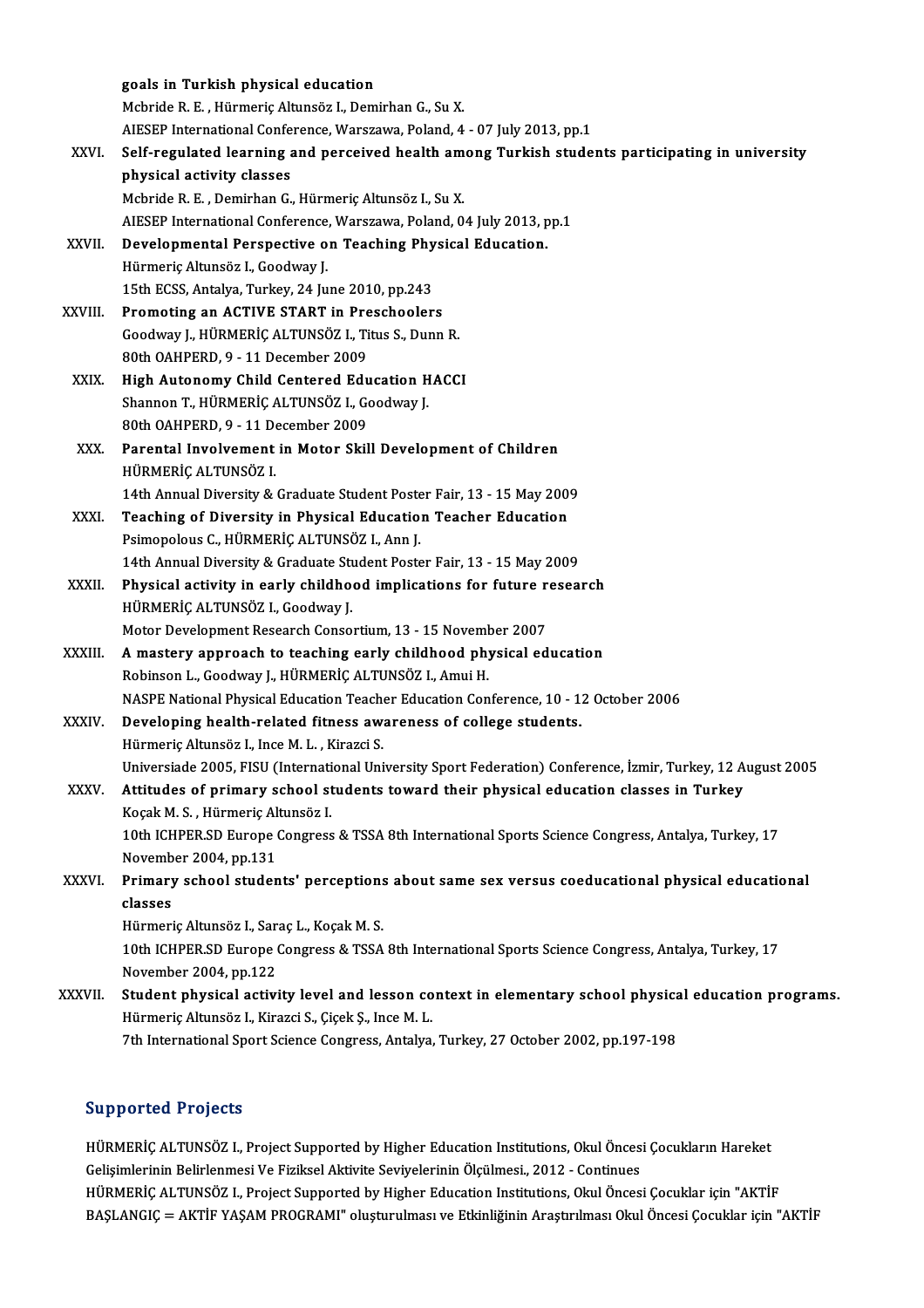goals in Turkish physical education
Mcbride R. E. , Hürmeriç Altunsöz I., Demirhan G., Su X.
AIESEP International Conference, Warszawa, Poland, 4 - 07 July 2013, pp.1

XXVI. **Self-regulated learning and perceived health among Turkish students participating in university physical activity classes**
Mcbride R. E. , Demirhan G., Hürmeriç Altunsöz I., Su X.
AIESEP International Conference, Warszawa, Poland, 04 July 2013, pp.1

XXVII. **Developmental Perspective on Teaching Physical Education.**
Hürmeriç Altunsöz I., Goodway J.
15th ECSS, Antalya, Turkey, 24 June 2010, pp.243

XXVIII. **Promoting an ACTIVE START in Preschoolers**
Goodway J., HÜRMERİÇ ALTUNSÖZ I., Titus S., Dunn R.
80th OAHPERD, 9 - 11 December 2009

XXIX. **High Autonomy Child Centered Education HACCI**
Shannon T., HÜRMERİÇ ALTUNSÖZ I., Goodway J.
80th OAHPERD, 9 - 11 December 2009

XXX. **Parental Involvement in Motor Skill Development of Children**
HÜRMERİÇ ALTUNSÖZ I.
14th Annual Diversity & Graduate Student Poster Fair, 13 - 15 May 2009

XXXI. **Teaching of Diversity in Physical Education Teacher Education**
Psimopolous C., HÜRMERİÇ ALTUNSÖZ I., Ann J.
14th Annual Diversity & Graduate Student Poster Fair, 13 - 15 May 2009

XXXII. **Physical activity in early childhood implications for future research**
HÜRMERİÇ ALTUNSÖZ I., Goodway J.
Motor Development Research Consortium, 13 - 15 November 2007

XXXIII. **A mastery approach to teaching early childhood physical education**
Robinson L., Goodway J., HÜRMERİÇ ALTUNSÖZ I., Amui H.
NASPE National Physical Education Teacher Education Conference, 10 - 12 October 2006

XXXIV. **Developing health-related fitness awareness of college students.**
Hürmeriç Altunsöz I., Ince M. L. , Kirazci S.
Universiade 2005, FISU (International University Sport Federation) Conference, İzmir, Turkey, 12 August 2005

XXXV. **Attitudes of primary school students toward their physical education classes in Turkey**
Koçak M. S. , Hürmeriç Altunsöz I.
10th ICHPER.SD Europe Congress & TSSA 8th International Sports Science Congress, Antalya, Turkey, 17 November 2004, pp.131

XXXVI. **Primary school students' perceptions about same sex versus coeducational physical educational classes**
Hürmeriç Altunsöz I., Saraç L., Koçak M. S.
10th ICHPER.SD Europe Congress & TSSA 8th International Sports Science Congress, Antalya, Turkey, 17 November 2004, pp.122

XXXVII. **Student physical activity level and lesson context in elementary school physical education programs.**
Hürmeriç Altunsöz I., Kirazci S., Çiçek Ş., Ince M. L.
7th International Sport Science Congress, Antalya, Turkey, 27 October 2002, pp.197-198

## Supported Projects

HÜRMERİÇ ALTUNSÖZ I., Project Supported by Higher Education Institutions, Okul Öncesi Çocukların Hareket Gelişimlerinin Belirlenmesi Ve Fiziksel Aktivite Seviyelerinin Ölçülmesi., 2012 - Continues

HÜRMERİÇ ALTUNSÖZ I., Project Supported by Higher Education Institutions, Okul Öncesi Çocuklar için "AKTİF BAŞLANGIÇ = AKTİF YAŞAM PROGRAMI" oluşturulması ve Etkinliğinin Araştırılması Okul Öncesi Çocuklar için "AKTİF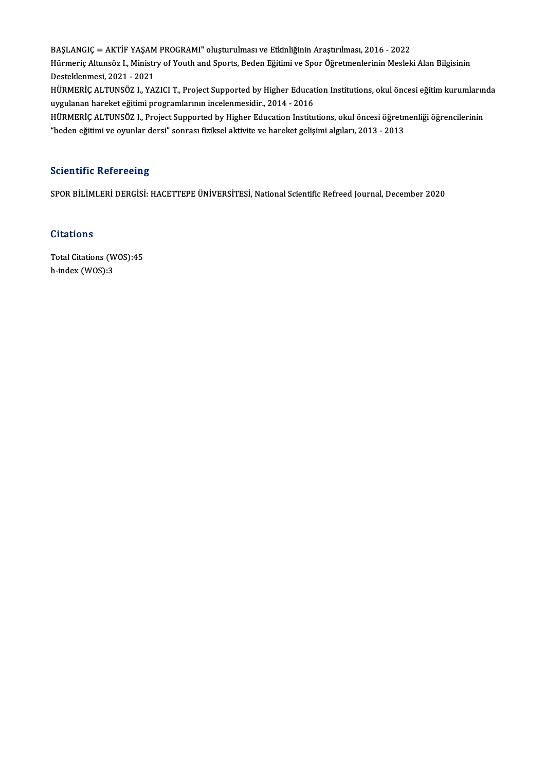BAŞLANGIÇ = AKTİF YAŞAM PROGRAMI" oluşturulması ve Etkinliğinin Araştırılması, 2016 - 2022

Hürmeriç Altunsöz I., Ministry of Youth and Sports, Beden Eğitimi ve Spor Öğretmenlerinin Mesleki Alan Bilgisinin Desteklenmesi, 2021 - 2021

HÜRMERİÇ ALTUNSÖZ I., YAZICI T., Project Supported by Higher Education Institutions, okul öncesi eğitim kurumlarında uygulanan hareket eğitimi programlarının incelenmesidir., 2014 - 2016

HÜRMERİÇ ALTUNSÖZ I., Project Supported by Higher Education Institutions, okul öncesi öğretmenliği öğrencilerinin "beden eğitimi ve oyunlar dersi" sonrası fiziksel aktivite ve hareket gelişimi algıları, 2013 - 2013

## Scientific Refereeing

SPOR BİLİMLERİ DERGİSİ: HACETTEPE ÜNİVERSİTESİ, National Scientific Refreed Journal, December 2020

## Citations

Total Citations (WOS):45

h-index (WOS):3